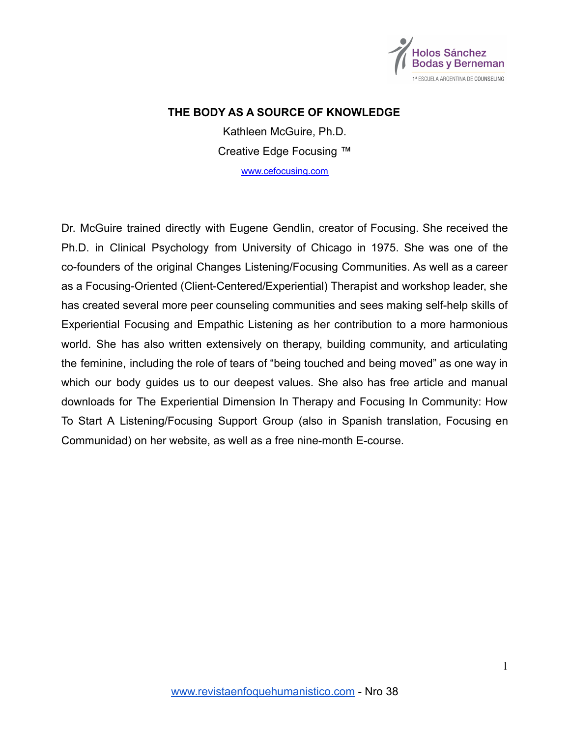# THE BODY AS A SOURCE OF KNOWLEDGE

Kathleen McGuire, Ph.D.

Creative Edge Focusing ™

www.cefocusing.com

Dr. McGuire trained directly with Eugene Gendlin, creator of Focusing. She received the Ph.D. in Clinical Psychology from University of Chicago in 1975. She was one of the co-founders of the original Changes Listening/Focusing Communities. As well as a career as a Focusing-Oriented (Client-Centered/Experiential) Therapist and workshop leader, she has created several more peer counseling communities and sees making self-help skills of Experiential Focusing and Empathic Listening as her contribution to a more harmonious world. She has also written extensively on therapy, building community, and articulating the feminine, including the role of tears of "being touched and being moved" as one way in which our body guides us to our deepest values. She also has free article and manual downloads for The Experiential Dimension In Therapy and Focusing In Community: How To Start A Listening/Focusing Support Group (also in Spanish translation, Focusing en Communidad) on her website, as well as a free nine-month E-course.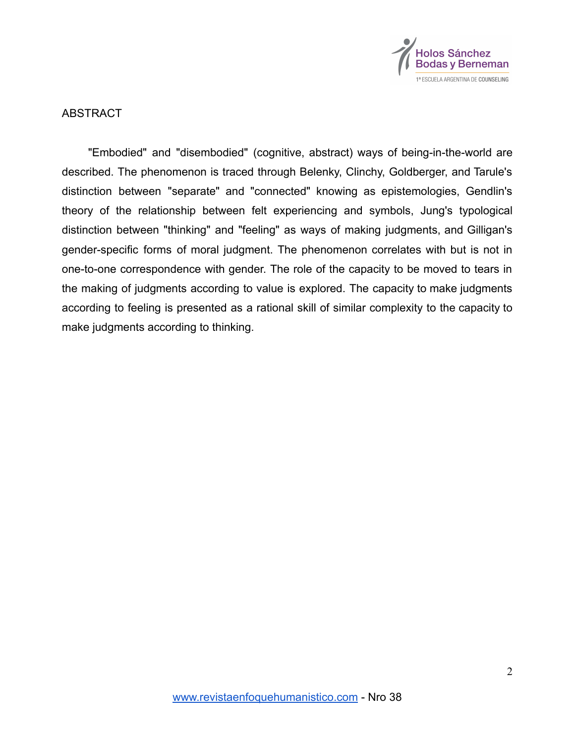## ABSTRACT

"Embodied" and "disembodied" (cognitive, abstract) ways of being-in-the-world are described. The phenomenon is traced through Belenky, Clinchy, Goldberger, and Tarule's distinction between "separate" and "connected" knowing as epistemologies, Gendlin's theory of the relationship between felt experiencing and symbols, Jung's typological distinction between "thinking" and "feeling" as ways of making judgments, and Gilligan's gender-specific forms of moral judgment. The phenomenon correlates with but is not in one-to-one correspondence with gender. The role of the capacity to be moved to tears in the making of judgments according to value is explored. The capacity to make judgments according to feeling is presented as a rational skill of similar complexity to the capacity to make judgments according to thinking.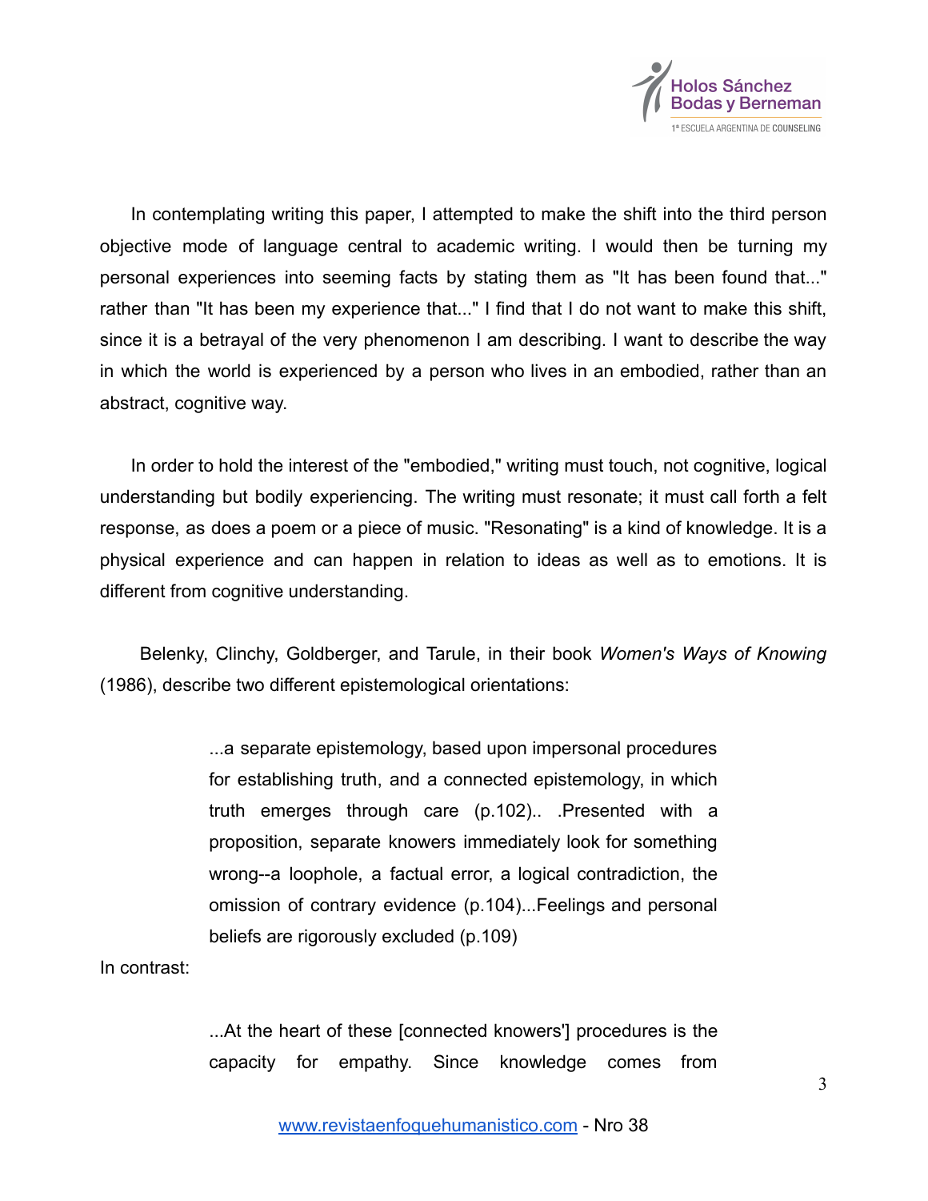In contemplating writing this paper, I attempted to make the shift into the third person objective mode of language central to academic writing. I would then be turning my personal experiences into seeming facts by stating them as "It has been found that..." rather than "It has been my experience that..." I find that I do not want to make this shift, since it is a betrayal of the very phenomenon I am describing. I want to describe the way in which the world is experienced by a person who lives in an embodied, rather than an abstract, cognitive way.

In order to hold the interest of the "embodied," writing must touch, not cognitive, logical understanding but bodily experiencing. The writing must resonate; it must call forth a felt response, as does a poem or a piece of music. "Resonating" is a kind of knowledge. It is a physical experience and can happen in relation to ideas as well as to emotions. It is different from cognitive understanding.

Belenky, Clinchy, Goldberger, and Tarule, in their book *Women's Ways of Knowing* (1986), describe two different epistemological orientations:

> ...a separate epistemology, based upon impersonal procedures for establishing truth, and a connected epistemology, in which truth emerges through care (p.102).. .Presented with a proposition, separate knowers immediately look for something wrong--a loophole, a factual error, a logical contradiction, the omission of contrary evidence (p.104)...Feelings and personal beliefs are rigorously excluded (p.109)

In contrast:

> ...At the heart of these [connected knowers'] procedures is the capacity for empathy. Since knowledge comes from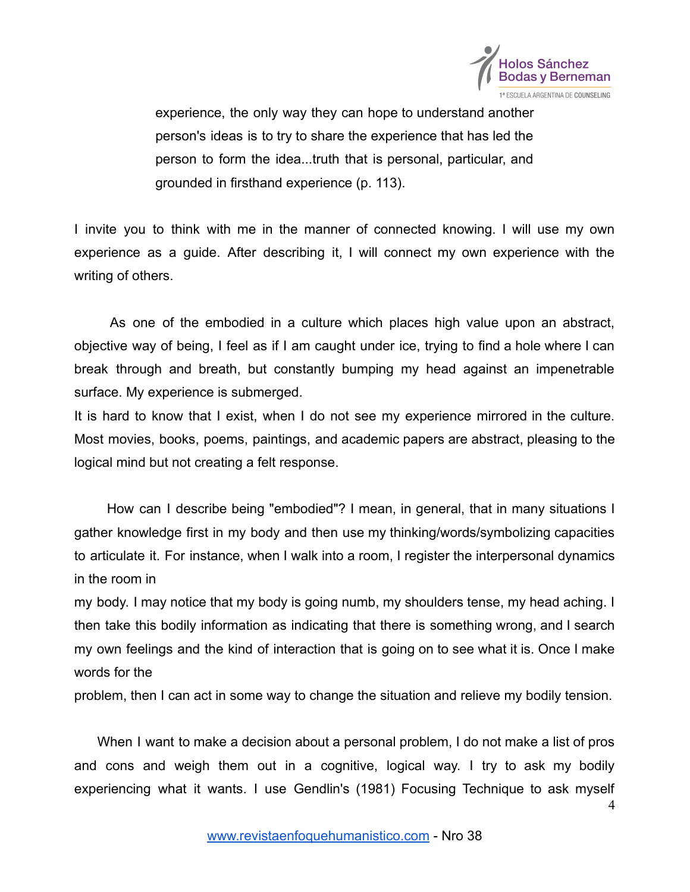> experience, the only way they can hope to understand another person's ideas is to try to share the experience that has led the person to form the idea...truth that is personal, particular, and grounded in firsthand experience (p. 113).

I invite you to think with me in the manner of connected knowing. I will use my own experience as a guide. After describing it, I will connect my own experience with the writing of others.

As one of the embodied in a culture which places high value upon an abstract, objective way of being, I feel as if I am caught under ice, trying to find a hole where I can break through and breath, but constantly bumping my head against an impenetrable surface. My experience is submerged.

It is hard to know that I exist, when I do not see my experience mirrored in the culture. Most movies, books, poems, paintings, and academic papers are abstract, pleasing to the logical mind but not creating a felt response.

How can I describe being "embodied"? I mean, in general, that in many situations I gather knowledge first in my body and then use my thinking/words/symbolizing capacities to articulate it. For instance, when I walk into a room, I register the interpersonal dynamics in the room in my body. I may notice that my body is going numb, my shoulders tense, my head aching. I then take this bodily information as indicating that there is something wrong, and I search my own feelings and the kind of interaction that is going on to see what it is. Once I make words for the problem, then I can act in some way to change the situation and relieve my bodily tension.

When I want to make a decision about a personal problem, I do not make a list of pros and cons and weigh them out in a cognitive, logical way. I try to ask my bodily experiencing what it wants. I use Gendlin's (1981) Focusing Technique to ask myself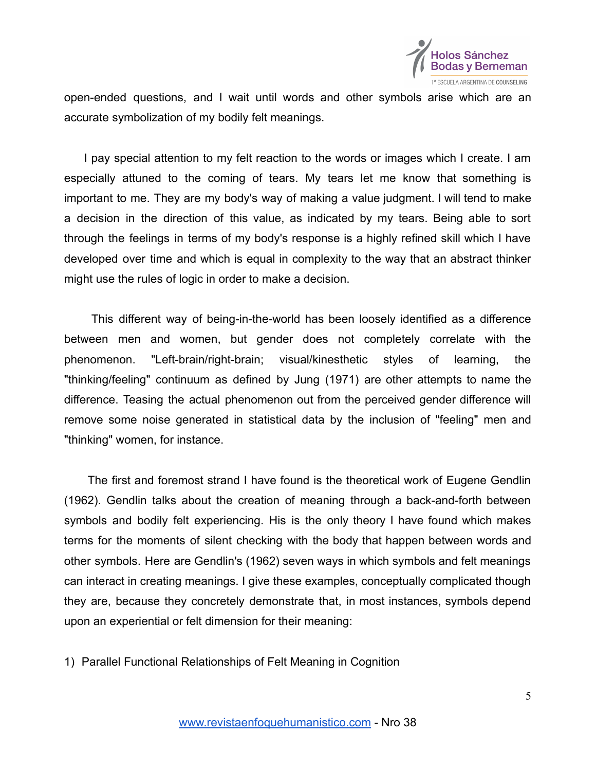open-ended questions, and I wait until words and other symbols arise which are an accurate symbolization of my bodily felt meanings.

I pay special attention to my felt reaction to the words or images which I create. I am especially attuned to the coming of tears. My tears let me know that something is important to me. They are my body's way of making a value judgment. I will tend to make a decision in the direction of this value, as indicated by my tears. Being able to sort through the feelings in terms of my body's response is a highly refined skill which I have developed over time and which is equal in complexity to the way that an abstract thinker might use the rules of logic in order to make a decision.

This different way of being-in-the-world has been loosely identified as a difference between men and women, but gender does not completely correlate with the phenomenon. "Left-brain/right-brain; visual/kinesthetic styles of learning, the "thinking/feeling" continuum as defined by Jung (1971) are other attempts to name the difference. Teasing the actual phenomenon out from the perceived gender difference will remove some noise generated in statistical data by the inclusion of "feeling" men and "thinking" women, for instance.

The first and foremost strand I have found is the theoretical work of Eugene Gendlin (1962). Gendlin talks about the creation of meaning through a back-and-forth between symbols and bodily felt experiencing. His is the only theory I have found which makes terms for the moments of silent checking with the body that happen between words and other symbols. Here are Gendlin's (1962) seven ways in which symbols and felt meanings can interact in creating meanings. I give these examples, conceptually complicated though they are, because they concretely demonstrate that, in most instances, symbols depend upon an experiential or felt dimension for their meaning:

1) Parallel Functional Relationships of Felt Meaning in Cognition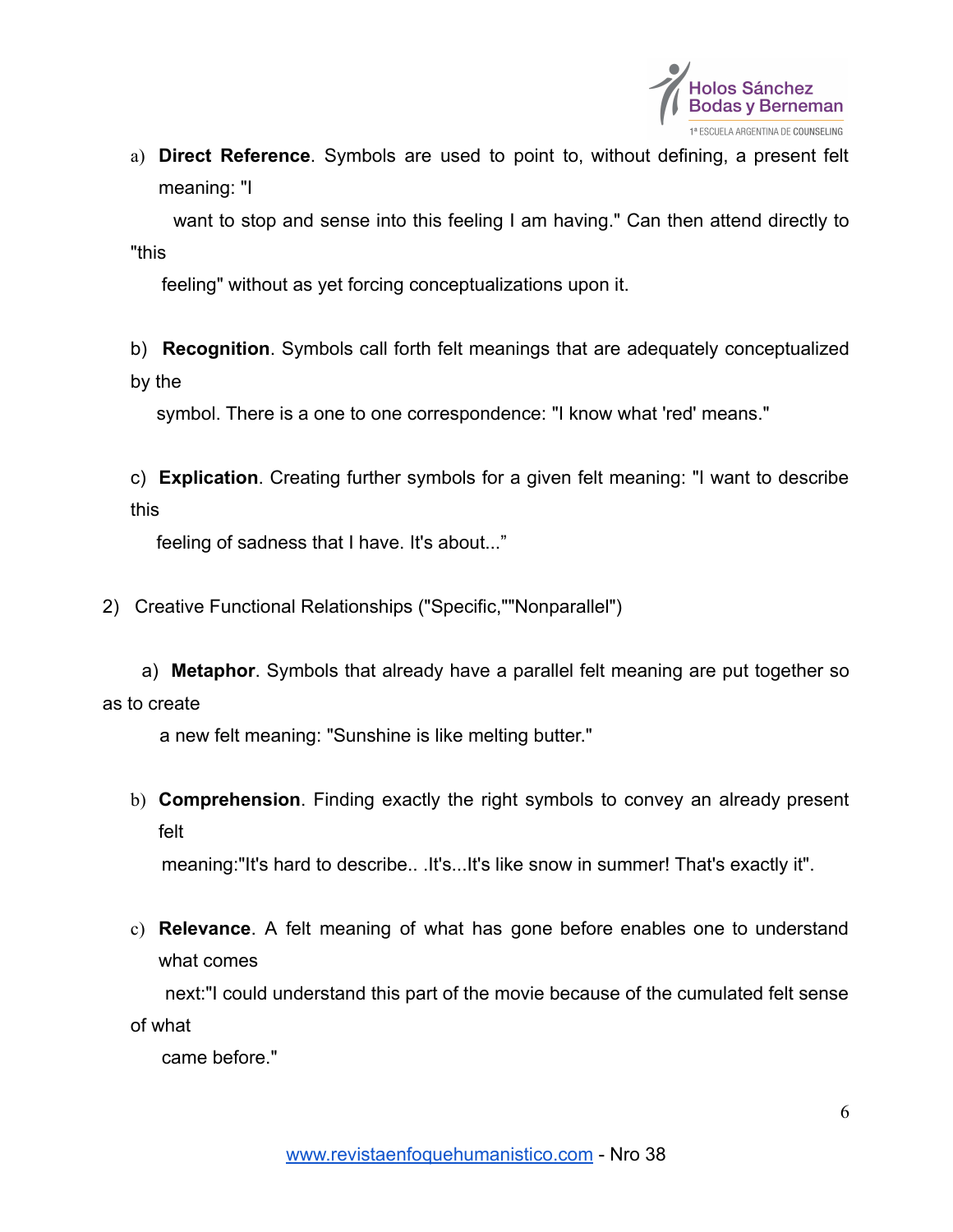a) **Direct Reference**. Symbols are used to point to, without defining, a present felt meaning: "I want to stop and sense into this feeling I am having." Can then attend directly to "this feeling" without as yet forcing conceptualizations upon it.

b) **Recognition**. Symbols call forth felt meanings that are adequately conceptualized by the symbol. There is a one to one correspondence: "I know what 'red' means."

c) **Explication**. Creating further symbols for a given felt meaning: "I want to describe this feeling of sadness that I have. It's about..."

2) Creative Functional Relationships ("Specific,""Nonparallel")

a) **Metaphor**. Symbols that already have a parallel felt meaning are put together so as to create a new felt meaning: "Sunshine is like melting butter."

b) **Comprehension**. Finding exactly the right symbols to convey an already present felt meaning:"It's hard to describe.. .It's...It's like snow in summer! That's exactly it".

c) **Relevance**. A felt meaning of what has gone before enables one to understand what comes next:"I could understand this part of the movie because of the cumulated felt sense of what came before."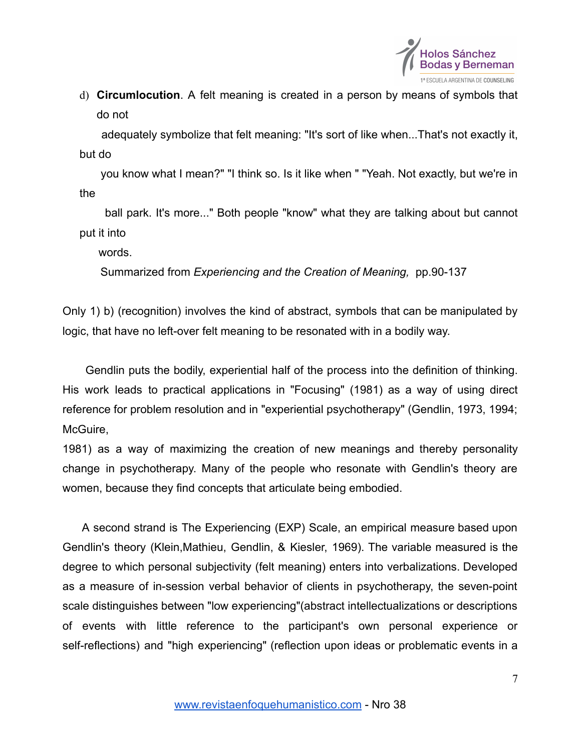d) **Circumlocution**. A felt meaning is created in a person by means of symbols that do not adequately symbolize that felt meaning: "It's sort of like when...That's not exactly it, but do you know what I mean?" "I think so. Is it like when " "Yeah. Not exactly, but we're in the ball park. It's more..." Both people "know" what they are talking about but cannot put it into words.

Summarized from *Experiencing and the Creation of Meaning,* pp.90-137

Only 1) b) (recognition) involves the kind of abstract, symbols that can be manipulated by logic, that have no left-over felt meaning to be resonated with in a bodily way.

Gendlin puts the bodily, experiential half of the process into the definition of thinking. His work leads to practical applications in "Focusing" (1981) as a way of using direct reference for problem resolution and in "experiential psychotherapy" (Gendlin, 1973, 1994; McGuire, 1981) as a way of maximizing the creation of new meanings and thereby personality change in psychotherapy. Many of the people who resonate with Gendlin's theory are women, because they find concepts that articulate being embodied.

A second strand is The Experiencing (EXP) Scale, an empirical measure based upon Gendlin's theory (Klein,Mathieu, Gendlin, & Kiesler, 1969). The variable measured is the degree to which personal subjectivity (felt meaning) enters into verbalizations. Developed as a measure of in-session verbal behavior of clients in psychotherapy, the seven-point scale distinguishes between "low experiencing"(abstract intellectualizations or descriptions of events with little reference to the participant's own personal experience or self-reflections) and "high experiencing" (reflection upon ideas or problematic events in a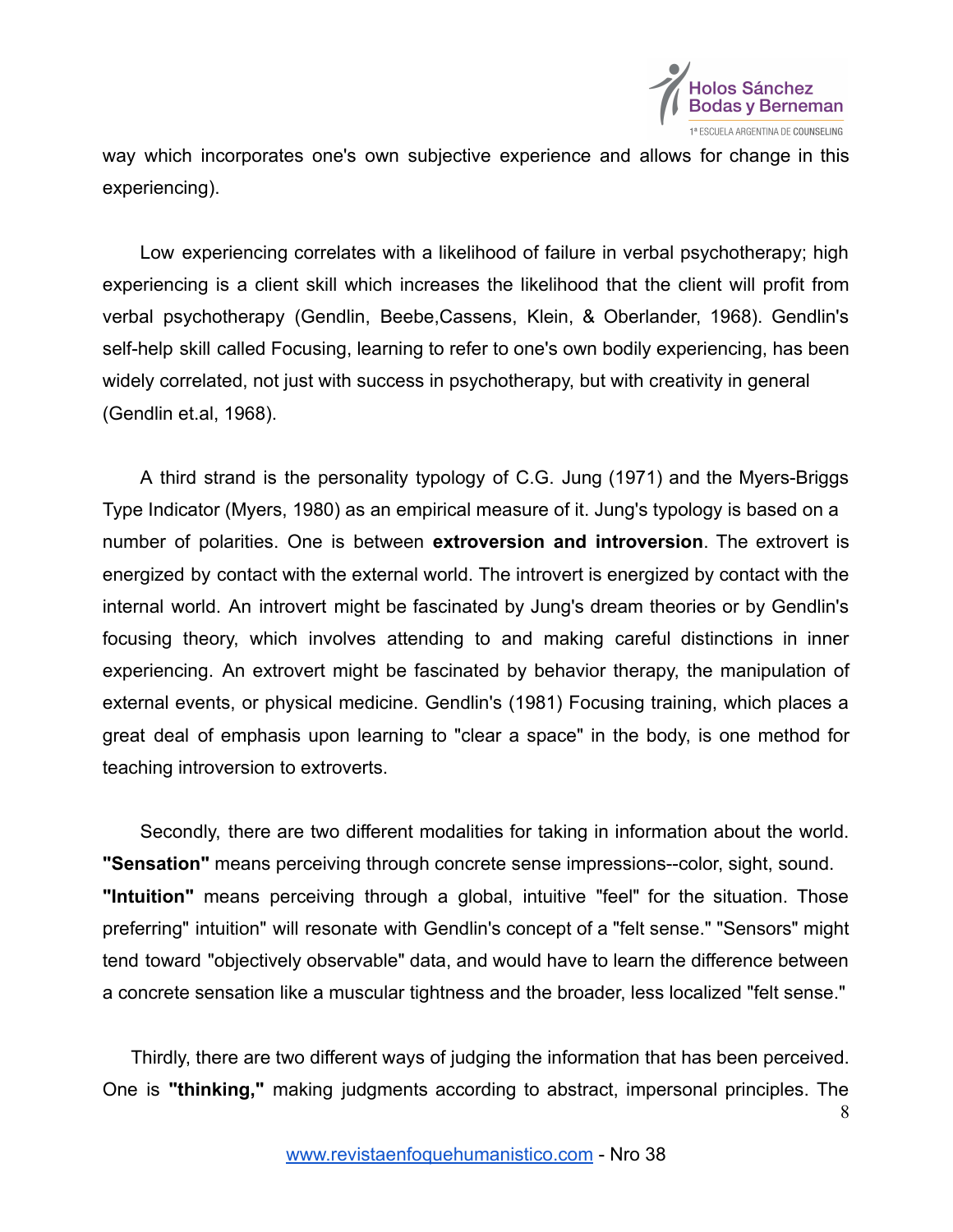way which incorporates one's own subjective experience and allows for change in this experiencing).

Low experiencing correlates with a likelihood of failure in verbal psychotherapy; high experiencing is a client skill which increases the likelihood that the client will profit from verbal psychotherapy (Gendlin, Beebe,Cassens, Klein, & Oberlander, 1968). Gendlin's self-help skill called Focusing, learning to refer to one's own bodily experiencing, has been widely correlated, not just with success in psychotherapy, but with creativity in general (Gendlin et.al, 1968).

A third strand is the personality typology of C.G. Jung (1971) and the Myers-Briggs Type Indicator (Myers, 1980) as an empirical measure of it. Jung's typology is based on a number of polarities. One is between **extroversion and introversion**. The extrovert is energized by contact with the external world. The introvert is energized by contact with the internal world. An introvert might be fascinated by Jung's dream theories or by Gendlin's focusing theory, which involves attending to and making careful distinctions in inner experiencing. An extrovert might be fascinated by behavior therapy, the manipulation of external events, or physical medicine. Gendlin's (1981) Focusing training, which places a great deal of emphasis upon learning to "clear a space" in the body, is one method for teaching introversion to extroverts.

Secondly, there are two different modalities for taking in information about the world. **"Sensation"** means perceiving through concrete sense impressions--color, sight, sound. **"Intuition"** means perceiving through a global, intuitive "feel" for the situation. Those preferring" intuition" will resonate with Gendlin's concept of a "felt sense." "Sensors" might tend toward "objectively observable" data, and would have to learn the difference between a concrete sensation like a muscular tightness and the broader, less localized "felt sense."

Thirdly, there are two different ways of judging the information that has been perceived. One is **"thinking,"** making judgments according to abstract, impersonal principles. The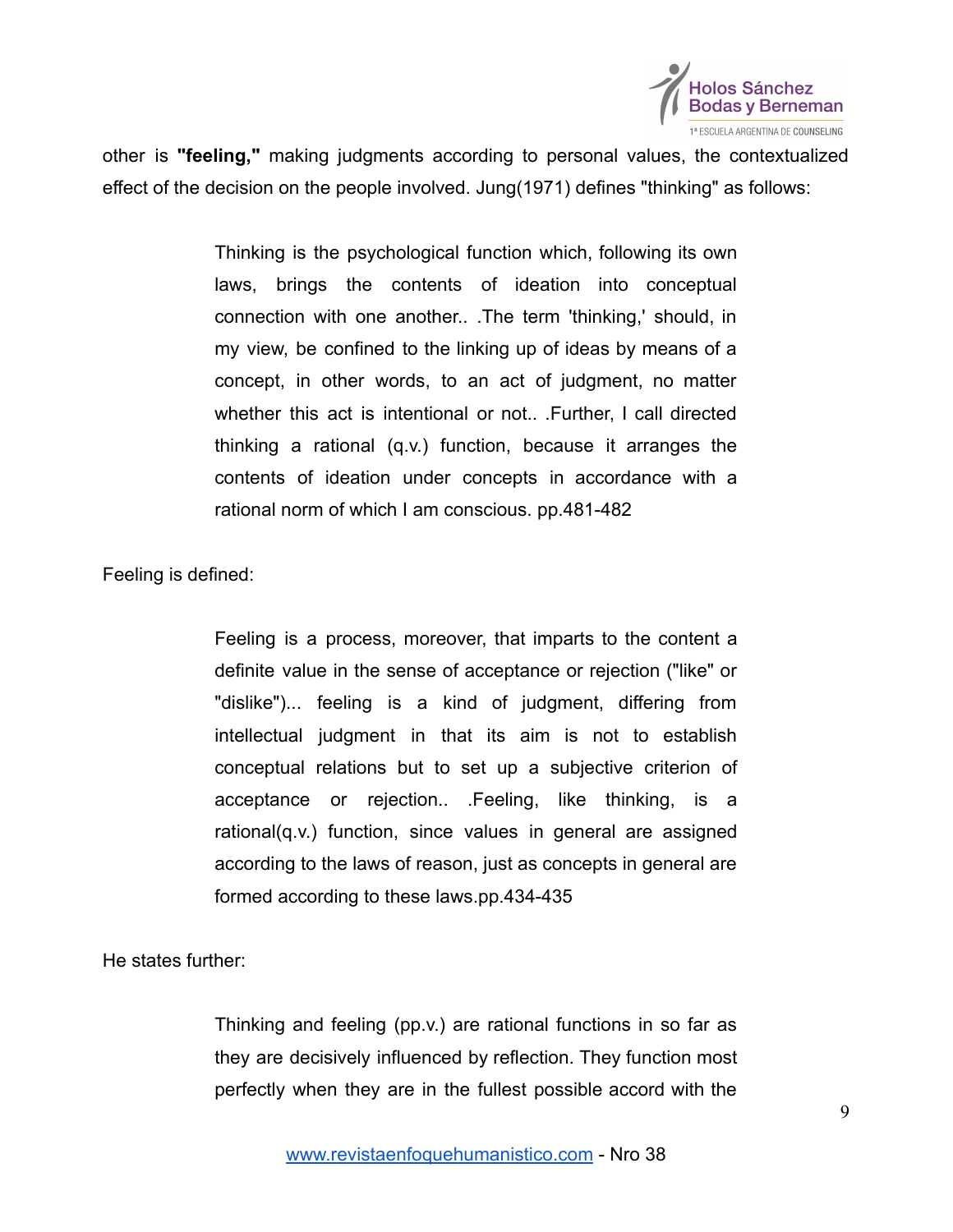other is **"feeling,"** making judgments according to personal values, the contextualized effect of the decision on the people involved. Jung(1971) defines "thinking" as follows:

> Thinking is the psychological function which, following its own laws, brings the contents of ideation into conceptual connection with one another.. .The term 'thinking,' should, in my view, be confined to the linking up of ideas by means of a concept, in other words, to an act of judgment, no matter whether this act is intentional or not.. .Further, I call directed thinking a rational (q.v.) function, because it arranges the contents of ideation under concepts in accordance with a rational norm of which I am conscious. pp.481-482

Feeling is defined:

> Feeling is a process, moreover, that imparts to the content a definite value in the sense of acceptance or rejection ("like" or "dislike")... feeling is a kind of judgment, differing from intellectual judgment in that its aim is not to establish conceptual relations but to set up a subjective criterion of acceptance or rejection.. .Feeling, like thinking, is a rational(q.v.) function, since values in general are assigned according to the laws of reason, just as concepts in general are formed according to these laws.pp.434-435

He states further:

> Thinking and feeling (pp.v.) are rational functions in so far as they are decisively influenced by reflection. They function most perfectly when they are in the fullest possible accord with the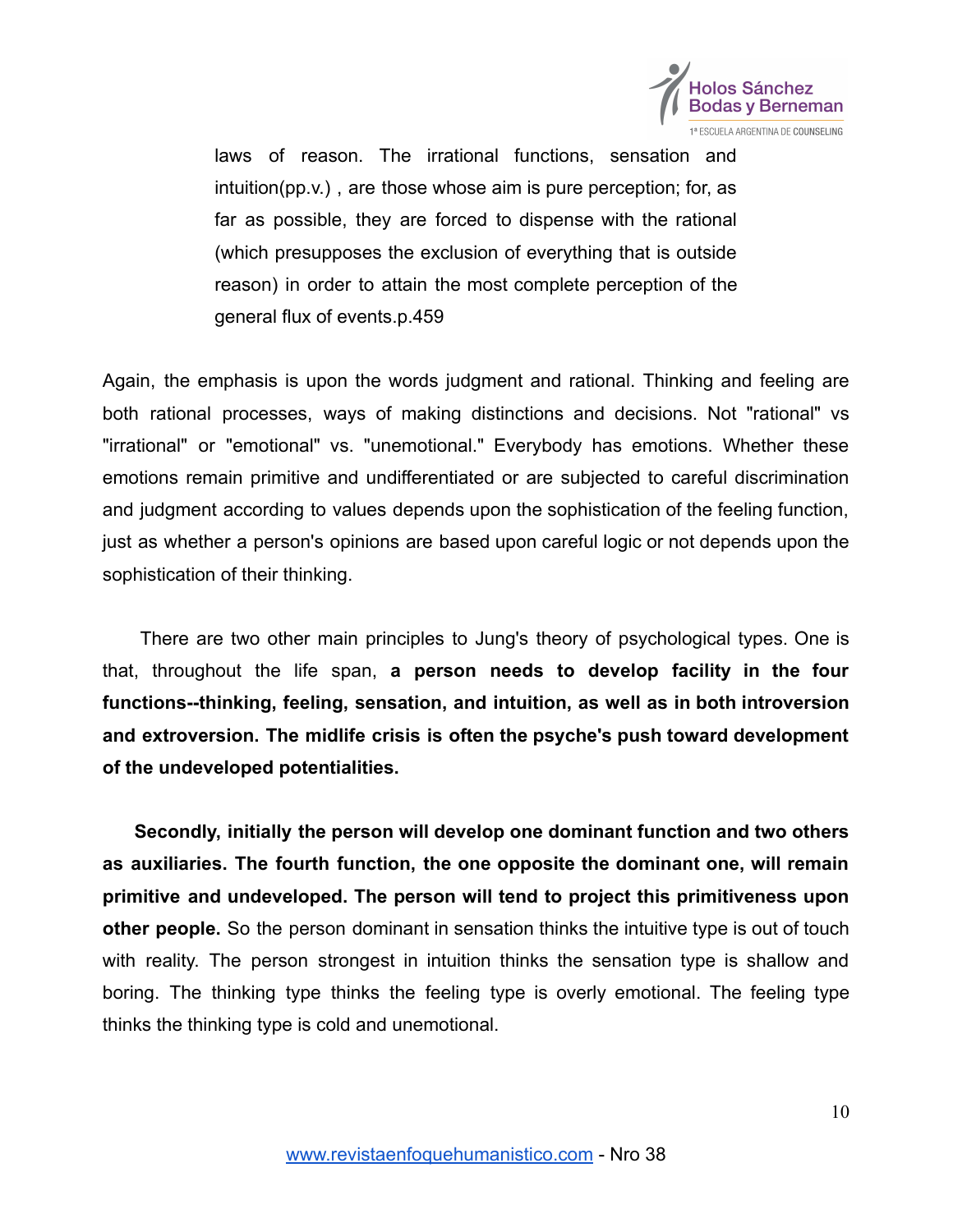> laws of reason. The irrational functions, sensation and intuition(pp.v.) , are those whose aim is pure perception; for, as far as possible, they are forced to dispense with the rational (which presupposes the exclusion of everything that is outside reason) in order to attain the most complete perception of the general flux of events.p.459

Again, the emphasis is upon the words judgment and rational. Thinking and feeling are both rational processes, ways of making distinctions and decisions. Not "rational" vs "irrational" or "emotional" vs. "unemotional." Everybody has emotions. Whether these emotions remain primitive and undifferentiated or are subjected to careful discrimination and judgment according to values depends upon the sophistication of the feeling function, just as whether a person's opinions are based upon careful logic or not depends upon the sophistication of their thinking.

There are two other main principles to Jung's theory of psychological types. One is that, throughout the life span, **a person needs to develop facility in the four functions--thinking, feeling, sensation, and intuition, as well as in both introversion and extroversion. The midlife crisis is often the psyche's push toward development of the undeveloped potentialities.**

**Secondly, initially the person will develop one dominant function and two others as auxiliaries. The fourth function, the one opposite the dominant one, will remain primitive and undeveloped. The person will tend to project this primitiveness upon other people.** So the person dominant in sensation thinks the intuitive type is out of touch with reality. The person strongest in intuition thinks the sensation type is shallow and boring. The thinking type thinks the feeling type is overly emotional. The feeling type thinks the thinking type is cold and unemotional.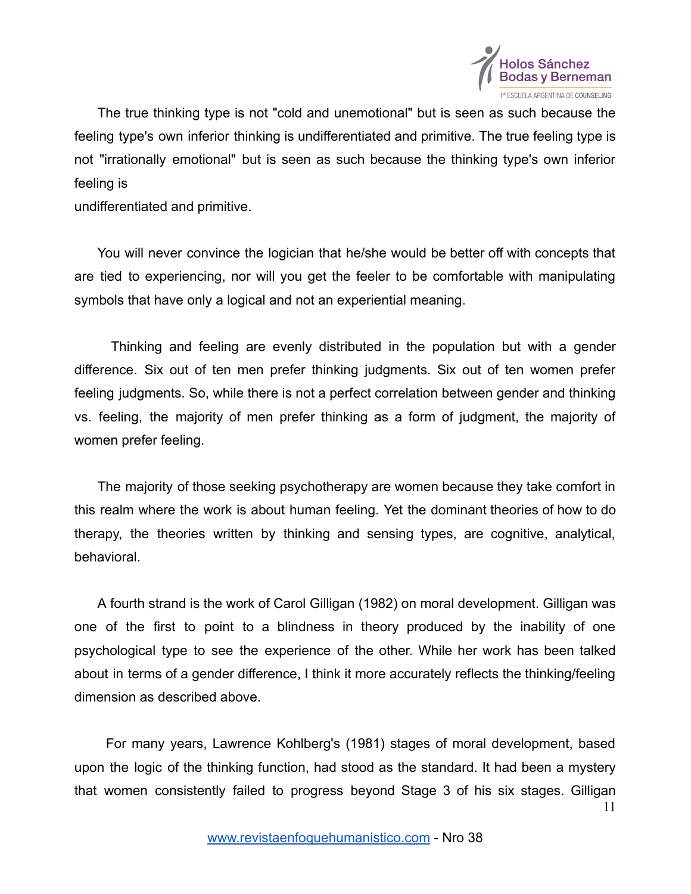The true thinking type is not "cold and unemotional" but is seen as such because the feeling type's own inferior thinking is undifferentiated and primitive. The true feeling type is not "irrationally emotional" but is seen as such because the thinking type's own inferior feeling is undifferentiated and primitive.

You will never convince the logician that he/she would be better off with concepts that are tied to experiencing, nor will you get the feeler to be comfortable with manipulating symbols that have only a logical and not an experiential meaning.

Thinking and feeling are evenly distributed in the population but with a gender difference. Six out of ten men prefer thinking judgments. Six out of ten women prefer feeling judgments. So, while there is not a perfect correlation between gender and thinking vs. feeling, the majority of men prefer thinking as a form of judgment, the majority of women prefer feeling.

The majority of those seeking psychotherapy are women because they take comfort in this realm where the work is about human feeling. Yet the dominant theories of how to do therapy, the theories written by thinking and sensing types, are cognitive, analytical, behavioral.

A fourth strand is the work of Carol Gilligan (1982) on moral development. Gilligan was one of the first to point to a blindness in theory produced by the inability of one psychological type to see the experience of the other. While her work has been talked about in terms of a gender difference, I think it more accurately reflects the thinking/feeling dimension as described above.

For many years, Lawrence Kohlberg's (1981) stages of moral development, based upon the logic of the thinking function, had stood as the standard. It had been a mystery that women consistently failed to progress beyond Stage 3 of his six stages. Gilligan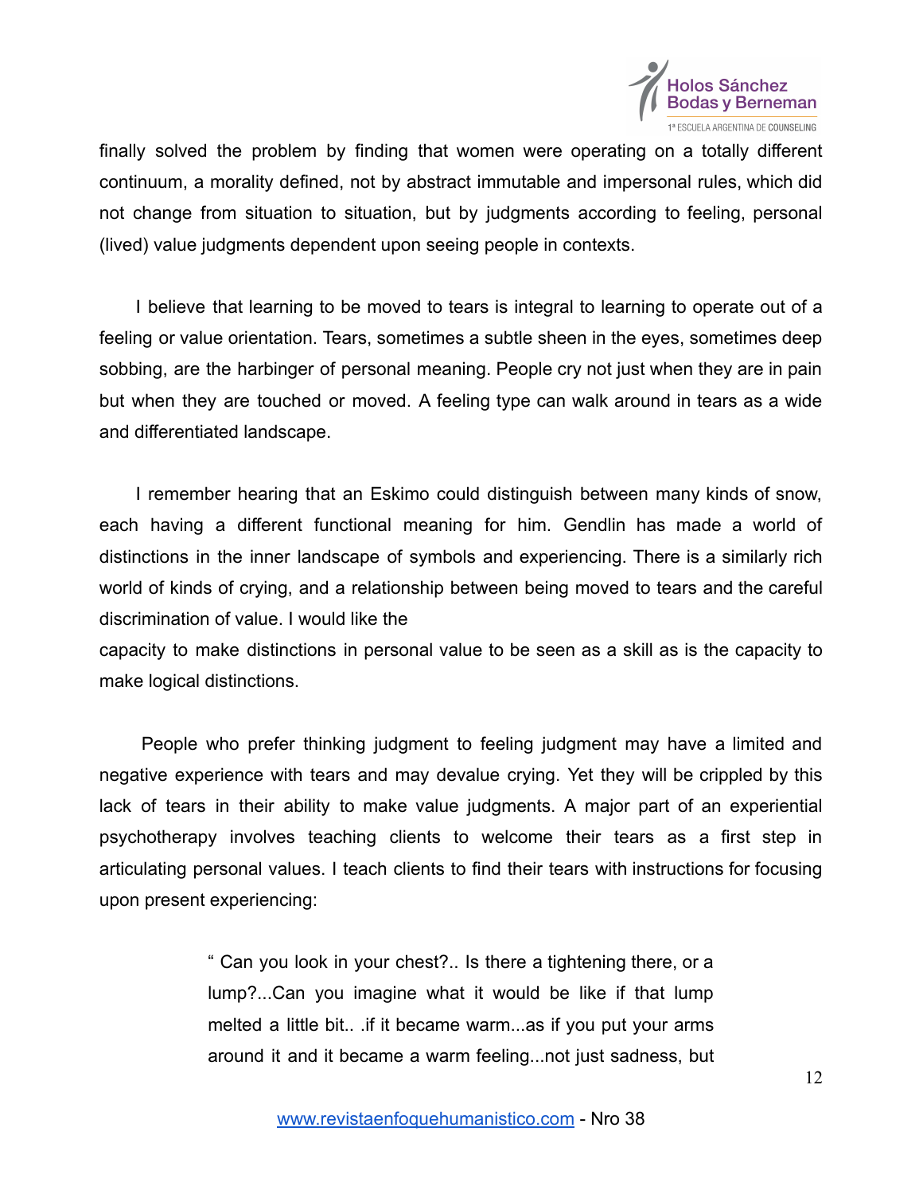finally solved the problem by finding that women were operating on a totally different continuum, a morality defined, not by abstract immutable and impersonal rules, which did not change from situation to situation, but by judgments according to feeling, personal (lived) value judgments dependent upon seeing people in contexts.

I believe that learning to be moved to tears is integral to learning to operate out of a feeling or value orientation. Tears, sometimes a subtle sheen in the eyes, sometimes deep sobbing, are the harbinger of personal meaning. People cry not just when they are in pain but when they are touched or moved. A feeling type can walk around in tears as a wide and differentiated landscape.

I remember hearing that an Eskimo could distinguish between many kinds of snow, each having a different functional meaning for him. Gendlin has made a world of distinctions in the inner landscape of symbols and experiencing. There is a similarly rich world of kinds of crying, and a relationship between being moved to tears and the careful discrimination of value. I would like the capacity to make distinctions in personal value to be seen as a skill as is the capacity to make logical distinctions.

People who prefer thinking judgment to feeling judgment may have a limited and negative experience with tears and may devalue crying. Yet they will be crippled by this lack of tears in their ability to make value judgments. A major part of an experiential psychotherapy involves teaching clients to welcome their tears as a first step in articulating personal values. I teach clients to find their tears with instructions for focusing upon present experiencing:

> " Can you look in your chest?.. Is there a tightening there, or a lump?...Can you imagine what it would be like if that lump melted a little bit.. .if it became warm...as if you put your arms around it and it became a warm feeling...not just sadness, but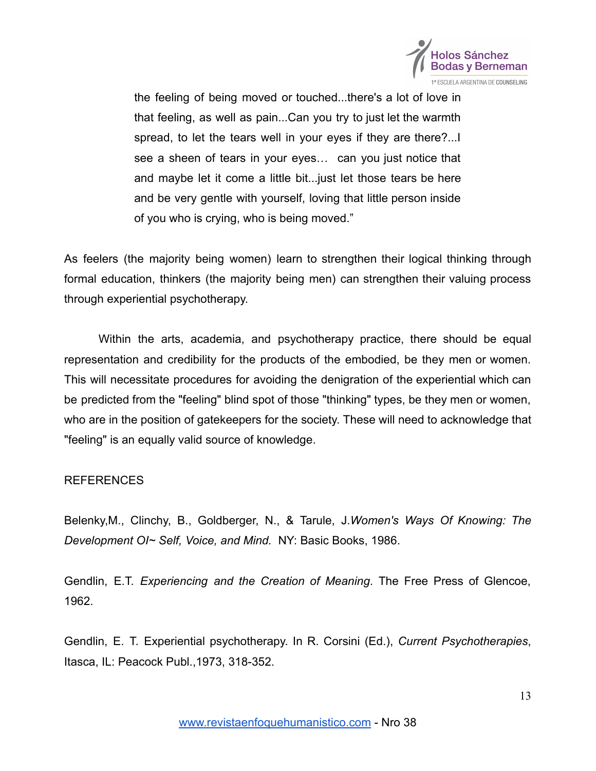> the feeling of being moved or touched...there's a lot of love in that feeling, as well as pain...Can you try to just let the warmth spread, to let the tears well in your eyes if they are there?...I see a sheen of tears in your eyes… can you just notice that and maybe let it come a little bit...just let those tears be here and be very gentle with yourself, loving that little person inside of you who is crying, who is being moved."

As feelers (the majority being women) learn to strengthen their logical thinking through formal education, thinkers (the majority being men) can strengthen their valuing process through experiential psychotherapy.

Within the arts, academia, and psychotherapy practice, there should be equal representation and credibility for the products of the embodied, be they men or women. This will necessitate procedures for avoiding the denigration of the experiential which can be predicted from the "feeling" blind spot of those "thinking" types, be they men or women, who are in the position of gatekeepers for the society. These will need to acknowledge that "feeling" is an equally valid source of knowledge.

REFERENCES

Belenky,M., Clinchy, B., Goldberger, N., & Tarule, J.*Women's Ways Of Knowing: The Development Ol~ Self, Voice, and Mind.* NY: Basic Books, 1986.

Gendlin, E.T. *Experiencing and the Creation of Meaning*. The Free Press of Glencoe, 1962.

Gendlin, E. T. Experiential psychotherapy. In R. Corsini (Ed.), *Current Psychotherapies*, Itasca, IL: Peacock Publ.,1973, 318-352.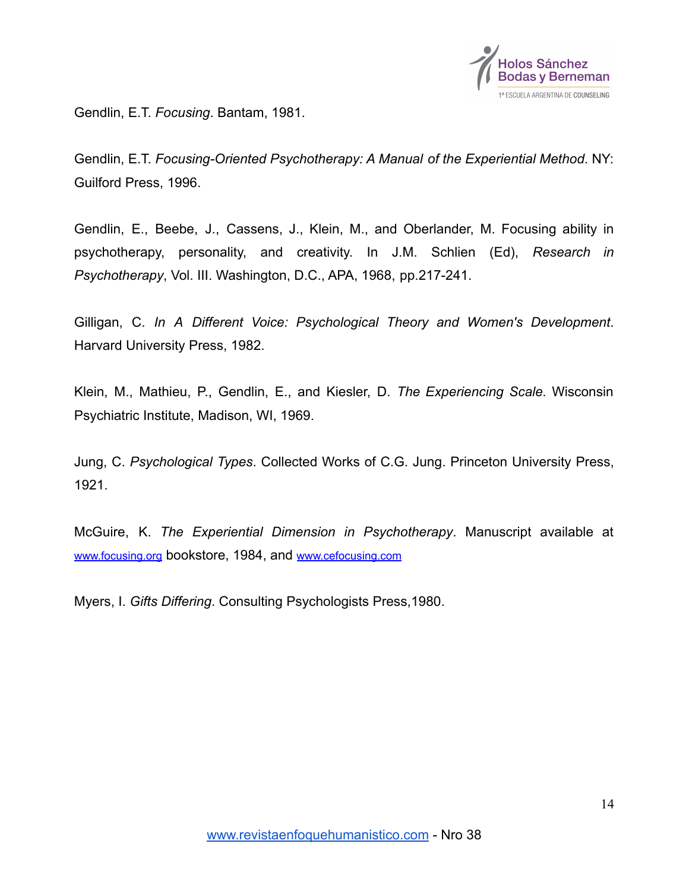Gendlin, E.T. *Focusing*. Bantam, 1981.

Gendlin, E.T. *Focusing-Oriented Psychotherapy: A Manual of the Experiential Method*. NY: Guilford Press, 1996.

Gendlin, E., Beebe, J., Cassens, J., Klein, M., and Oberlander, M. Focusing ability in psychotherapy, personality, and creativity. In J.M. Schlien (Ed), *Research in Psychotherapy*, Vol. III. Washington, D.C., APA, 1968, pp.217-241.

Gilligan, C. *In A Different Voice: Psychological Theory and Women's Development*. Harvard University Press, 1982.

Klein, M., Mathieu, P., Gendlin, E., and Kiesler, D. *The Experiencing Scale*. Wisconsin Psychiatric Institute, Madison, WI, 1969.

Jung, C. *Psychological Types*. Collected Works of C.G. Jung. Princeton University Press, 1921.

McGuire, K. *The Experiential Dimension in Psychotherapy*. Manuscript available at www.focusing.org bookstore, 1984, and www.cefocusing.com

Myers, I. *Gifts Differing*. Consulting Psychologists Press,1980.